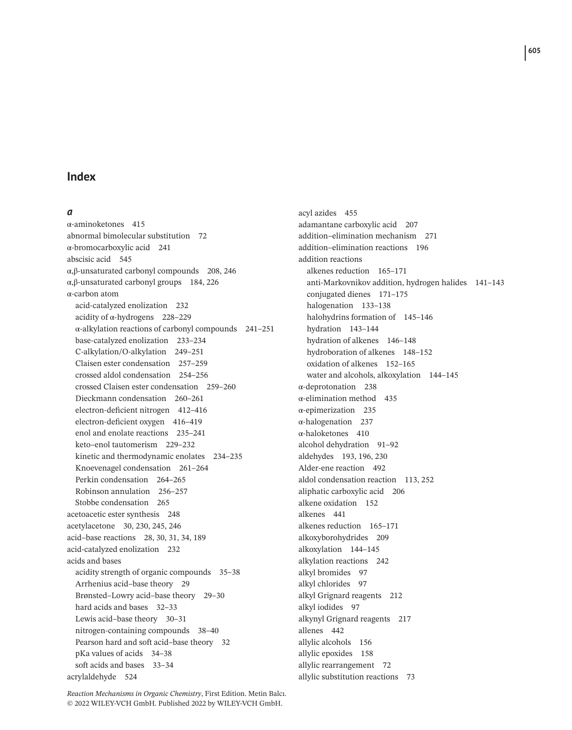# Index

### *a*

α-aminoketones 415
abnormal bimolecular substitution 72
α-bromocarboxylic acid 241
abscisic acid 545
α,β-unsaturated carbonyl compounds 208, 246
α,β-unsaturated carbonyl groups 184, 226
α-carbon atom
- acid-catalyzed enolization 232
- acidity of α-hydrogens 228–229
- α-alkylation reactions of carbonyl compounds 241–251
- base-catalyzed enolization 233–234
- C-alkylation/O-alkylation 249–251
- Claisen ester condensation 257–259
- crossed aldol condensation 254–256
- crossed Claisen ester condensation 259–260
- Dieckmann condensation 260–261
- electron-deficient nitrogen 412–416
- electron-deficient oxygen 416–419
- enol and enolate reactions 235–241
- keto–enol tautomerism 229–232
- kinetic and thermodynamic enolates 234–235
- Knoevenagel condensation 261–264
- Perkin condensation 264–265
- Robinson annulation 256–257
- Stobbe condensation 265

acetoacetic ester synthesis 248
acetylacetone 30, 230, 245, 246
acid–base reactions 28, 30, 31, 34, 189
acid-catalyzed enolization 232
acids and bases
- acidity strength of organic compounds 35–38
- Arrhenius acid–base theory 29
- Brønsted–Lowry acid–base theory 29–30
- hard acids and bases 32–33
- Lewis acid–base theory 30–31
- nitrogen-containing compounds 38–40
- Pearson hard and soft acid–base theory 32
- pKa values of acids 34–38
- soft acids and bases 33–34

acrylaldehyde 524
acyl azides 455
adamantane carboxylic acid 207
addition–elimination mechanism 271
addition–elimination reactions 196
addition reactions
- alkenes reduction 165–171
- anti-Markovnikov addition, hydrogen halides 141–143
- conjugated dienes 171–175
- halogenation 133–138
- halohydrins formation of 145–146
- hydration 143–144
- hydration of alkenes 146–148
- hydroboration of alkenes 148–152
- oxidation of alkenes 152–165
- water and alcohols, alkoxylation 144–145

α-deprotonation 238
α-elimination method 435
α-epimerization 235
α-halogenation 237
α-haloketones 410
alcohol dehydration 91–92
aldehydes 193, 196, 230
Alder-ene reaction 492
aldol condensation reaction 113, 252
aliphatic carboxylic acid 206
alkene oxidation 152
alkenes 441
alkenes reduction 165–171
alkoxyborohydrides 209
alkoxylation 144–145
alkylation reactions 242
alkyl bromides 97
alkyl chlorides 97
alkyl Grignard reagents 212
alkyl iodides 97
alkynyl Grignard reagents 217
allenes 442
allylic alcohols 156
allylic epoxides 158
allylic rearrangement 72
allylic substitution reactions 73

*Reaction Mechanisms in Organic Chemistry*, First Edition. Metin Balcı.
© 2022 WILEY-VCH GmbH. Published 2022 by WILEY-VCH GmbH.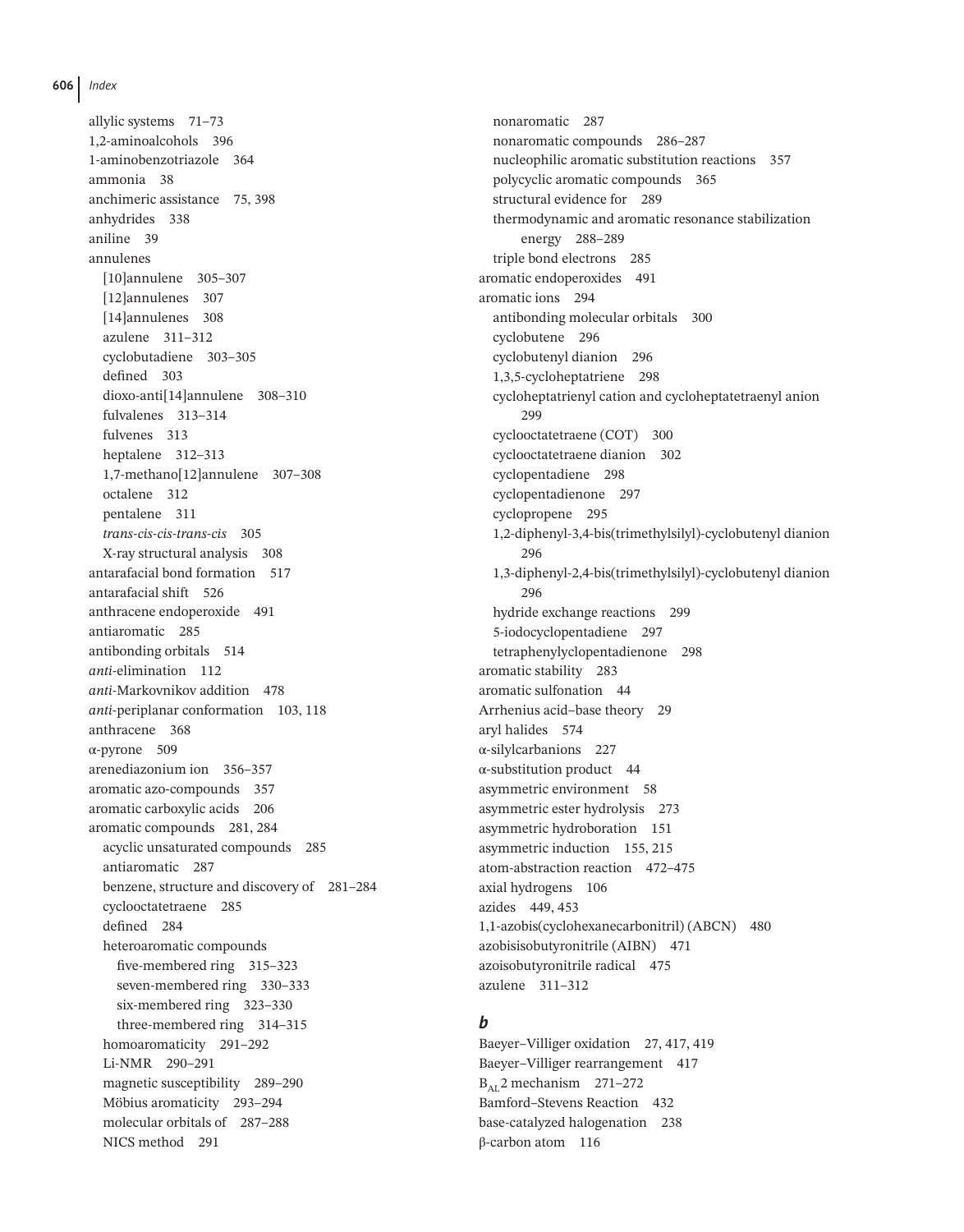allylic systems 71–73
1,2-aminoalcohols 396
1-aminobenzotriazole 364
ammonia 38
anchimeric assistance 75, 398
anhydrides 338
aniline 39
annulenes
- [10]annulene 305–307
- [12]annulenes 307
- [14]annulenes 308
- azulene 311–312
- cyclobutadiene 303–305
- defined 303
- dioxo-anti[14]annulene 308–310
- fulvalenes 313–314
- fulvenes 313
- heptalene 312–313
- 1,7-methano[12]annulene 307–308
- octalene 312
- pentalene 311
- *trans-cis-cis-trans-cis* 305
- X-ray structural analysis 308

antarafacial bond formation 517
antarafacial shift 526
anthracene endoperoxide 491
antiaromatic 285
antibonding orbitals 514
*anti*-elimination 112
*anti*-Markovnikov addition 478
*anti*-periplanar conformation 103, 118
anthracene 368
α-pyrone 509
arenediazonium ion 356–357
aromatic azo-compounds 357
aromatic carboxylic acids 206
aromatic compounds 281, 284
- acyclic unsaturated compounds 285
- antiaromatic 287
- benzene, structure and discovery of 281–284
- cyclooctatetraene 285
- defined 284
- heteroaromatic compounds
  - five-membered ring 315–323
  - seven-membered ring 330–333
  - six-membered ring 323–330
  - three-membered ring 314–315
- homoaromaticity 291–292
- Li-NMR 290–291
- magnetic susceptibility 289–290
- Möbius aromaticity 293–294
- molecular orbitals of 287–288
- NICS method 291
- nonaromatic 287
- nonaromatic compounds 286–287
- nucleophilic aromatic substitution reactions 357
- polycyclic aromatic compounds 365
- structural evidence for 289
- thermodynamic and aromatic resonance stabilization energy 288–289
- triple bond electrons 285

aromatic endoperoxides 491
aromatic ions 294
- antibonding molecular orbitals 300
- cyclobutene 296
- cyclobutenyl dianion 296
- 1,3,5-cycloheptatriene 298
- cycloheptatrienyl cation and cycloheptatetraenyl anion 299
- cyclooctatetraene (COT) 300
- cyclooctatetraene dianion 302
- cyclopentadiene 298
- cyclopentadienone 297
- cyclopropene 295
- 1,2-diphenyl-3,4-bis(trimethylsilyl)-cyclobutenyl dianion 296
- 1,3-diphenyl-2,4-bis(trimethylsilyl)-cyclobutenyl dianion 296
- hydride exchange reactions 299
- 5-iodocyclopentadiene 297
- tetraphenylyclopentadienone 298

aromatic stability 283
aromatic sulfonation 44
Arrhenius acid–base theory 29
aryl halides 574
α-silylcarbanions 227
α-substitution product 44
asymmetric environment 58
asymmetric ester hydrolysis 273
asymmetric hydroboration 151
asymmetric induction 155, 215
atom-abstraction reaction 472–475
axial hydrogens 106
azides 449, 453
1,1-azobis(cyclohexanecarbonitril) (ABCN) 480
azobisisobutyronitrile (AIBN) 471
azoisobutyronitrile radical 475
azulene 311–312

### *b*

Baeyer–Villiger oxidation 27, 417, 419
Baeyer–Villiger rearrangement 417
$B_{AL}2$ mechanism 271–272
Bamford–Stevens Reaction 432
base-catalyzed halogenation 238
β-carbon atom 116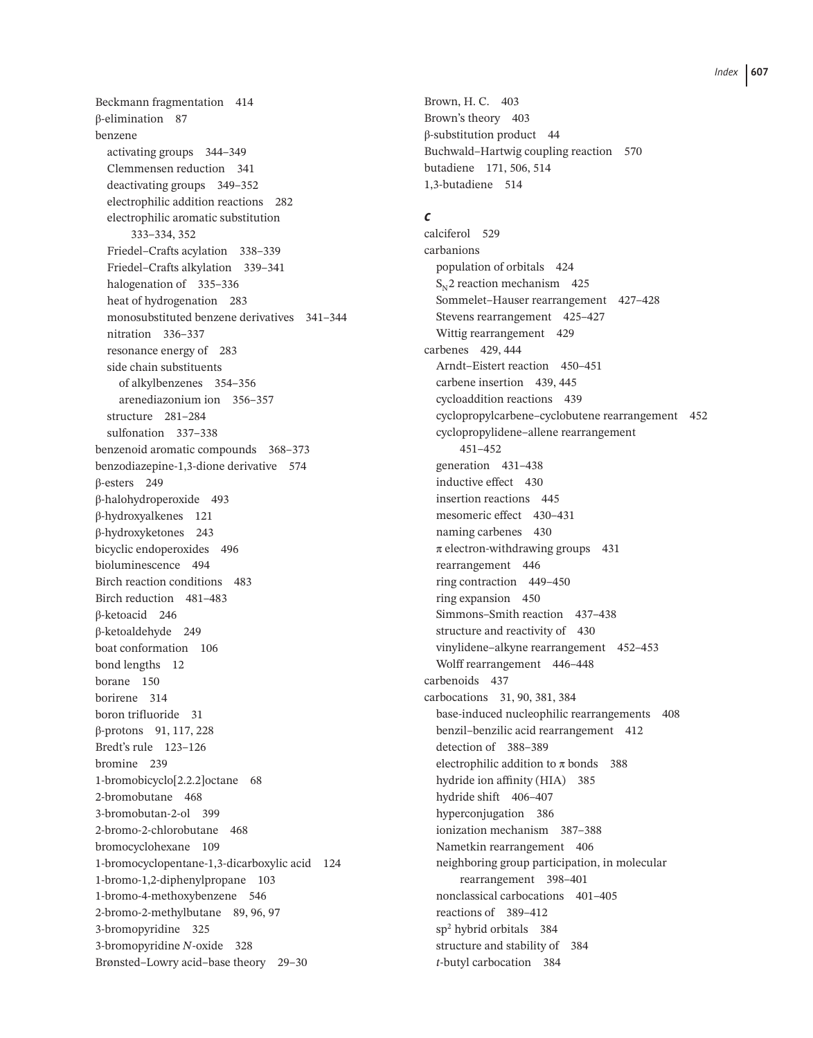Beckmann fragmentation 414
β-elimination 87
benzene
  activating groups 344–349
  Clemmensen reduction 341
  deactivating groups 349–352
  electrophilic addition reactions 282
  electrophilic aromatic substitution 333–334, 352
  Friedel–Crafts acylation 338–339
  Friedel–Crafts alkylation 339–341
  halogenation of 335–336
  heat of hydrogenation 283
  monosubstituted benzene derivatives 341–344
  nitration 336–337
  resonance energy of 283
  side chain substituents
    of alkylbenzenes 354–356
    arenediazonium ion 356–357
  structure 281–284
  sulfonation 337–338
benzenoid aromatic compounds 368–373
benzodiazepine-1,3-dione derivative 574
β-esters 249
β-halohydroperoxide 493
β-hydroxyalkenes 121
β-hydroxyketones 243
bicyclic endoperoxides 496
bioluminescence 494
Birch reaction conditions 483
Birch reduction 481–483
β-ketoacid 246
β-ketoaldehyde 249
boat conformation 106
bond lengths 12
borane 150
borirene 314
boron trifluoride 31
β-protons 91, 117, 228
Bredt's rule 123–126
bromine 239
1-bromobicyclo[2.2.2]octane 68
2-bromobutane 468
3-bromobutan-2-ol 399
2-bromo-2-chlorobutane 468
bromocyclohexane 109
1-bromocyclopentane-1,3-dicarboxylic acid 124
1-bromo-1,2-diphenylpropane 103
1-bromo-4-methoxybenzene 546
2-bromo-2-methylbutane 89, 96, 97
3-bromopyridine 325
3-bromopyridine *N*-oxide 328
Brønsted–Lowry acid–base theory 29–30
Brown, H. C. 403
Brown's theory 403
β-substitution product 44
Buchwald–Hartwig coupling reaction 570
butadiene 171, 506, 514
1,3-butadiene 514

### *c*

calciferol 529
carbanions
  population of orbitals 424
  $S_N2$ reaction mechanism 425
  Sommelet–Hauser rearrangement 427–428
  Stevens rearrangement 425–427
  Wittig rearrangement 429
carbenes 429, 444
  Arndt–Eistert reaction 450–451
  carbene insertion 439, 445
  cycloaddition reactions 439
  cyclopropylcarbene–cyclobutene rearrangement 452
  cyclopropylidene–allene rearrangement 451–452
  generation 431–438
  inductive effect 430
  insertion reactions 445
  mesomeric effect 430–431
  naming carbenes 430
  π electron-withdrawing groups 431
  rearrangement 446
  ring contraction 449–450
  ring expansion 450
  Simmons–Smith reaction 437–438
  structure and reactivity of 430
  vinylidene–alkyne rearrangement 452–453
  Wolff rearrangement 446–448
carbenoids 437
carbocations 31, 90, 381, 384
  base-induced nucleophilic rearrangements 408
  benzil–benzilic acid rearrangement 412
  detection of 388–389
  electrophilic addition to π bonds 388
  hydride ion affinity (HIA) 385
  hydride shift 406–407
  hyperconjugation 386
  ionization mechanism 387–388
  Nametkin rearrangement 406
  neighboring group participation, in molecular rearrangement 398–401
  nonclassical carbocations 401–405
  reactions of 389–412
  $sp^2$ hybrid orbitals 384
  structure and stability of 384
  *t*-butyl carbocation 384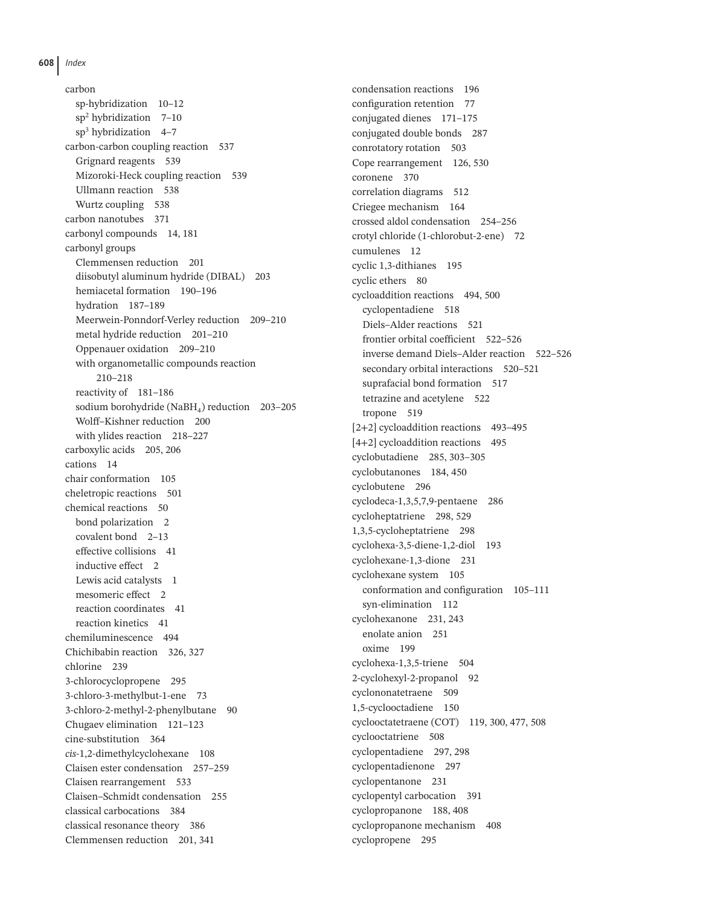carbon
  sp-hybridization 10–12
  $sp^2$ hybridization 7–10
  $sp^3$ hybridization 4–7
carbon-carbon coupling reaction 537
  Grignard reagents 539
  Mizoroki-Heck coupling reaction 539
  Ullmann reaction 538
  Wurtz coupling 538
carbon nanotubes 371
carbonyl compounds 14, 181
carbonyl groups
  Clemmensen reduction 201
  diisobutyl aluminum hydride (DIBAL) 203
  hemiacetal formation 190–196
  hydration 187–189
  Meerwein-Ponndorf-Verley reduction 209–210
  metal hydride reduction 201–210
  Oppenauer oxidation 209–210
  with organometallic compounds reaction 210–218
  reactivity of 181–186
  sodium borohydride ($NaBH_4$) reduction 203–205
  Wolff–Kishner reduction 200
  with ylides reaction 218–227
carboxylic acids 205, 206
cations 14
chair conformation 105
cheletropic reactions 501
chemical reactions 50
  bond polarization 2
  covalent bond 2–13
  effective collisions 41
  inductive effect 2
  Lewis acid catalysts 1
  mesomeric effect 2
  reaction coordinates 41
  reaction kinetics 41
chemiluminescence 494
Chichibabin reaction 326, 327
chlorine 239
3-chlorocyclopropene 295
3-chloro-3-methylbut-1-ene 73
3-chloro-2-methyl-2-phenylbutane 90
Chugaev elimination 121–123
cine-substitution 364
*cis*-1,2-dimethylcyclohexane 108
Claisen ester condensation 257–259
Claisen rearrangement 533
Claisen–Schmidt condensation 255
classical carbocations 384
classical resonance theory 386
Clemmensen reduction 201, 341
condensation reactions 196
configuration retention 77
conjugated dienes 171–175
conjugated double bonds 287
conrotatory rotation 503
Cope rearrangement 126, 530
coronene 370
correlation diagrams 512
Criegee mechanism 164
crossed aldol condensation 254–256
crotyl chloride (1-chlorobut-2-ene) 72
cumulenes 12
cyclic 1,3-dithianes 195
cyclic ethers 80
cycloaddition reactions 494, 500
  cyclopentadiene 518
  Diels–Alder reactions 521
  frontier orbital coefficient 522–526
  inverse demand Diels–Alder reaction 522–526
  secondary orbital interactions 520–521
  suprafacial bond formation 517
  tetrazine and acetylene 522
  tropone 519
[2+2] cycloaddition reactions 493–495
[4+2] cycloaddition reactions 495
cyclobutadiene 285, 303–305
cyclobutanones 184, 450
cyclobutene 296
cyclodeca-1,3,5,7,9-pentaene 286
cycloheptatriene 298, 529
1,3,5-cycloheptatriene 298
cyclohexa-3,5-diene-1,2-diol 193
cyclohexane-1,3-dione 231
cyclohexane system 105
  conformation and configuration 105–111
  syn-elimination 112
cyclohexanone 231, 243
  enolate anion 251
  oxime 199
cyclohexa-1,3,5-triene 504
2-cyclohexyl-2-propanol 92
cyclononatetraene 509
1,5-cyclooctadiene 150
cyclooctatetraene (COT) 119, 300, 477, 508
cyclooctatriene 508
cyclopentadiene 297, 298
cyclopentadienone 297
cyclopentanone 231
cyclopentyl carbocation 391
cyclopropanone 188, 408
cyclopropanone mechanism 408
cyclopropene 295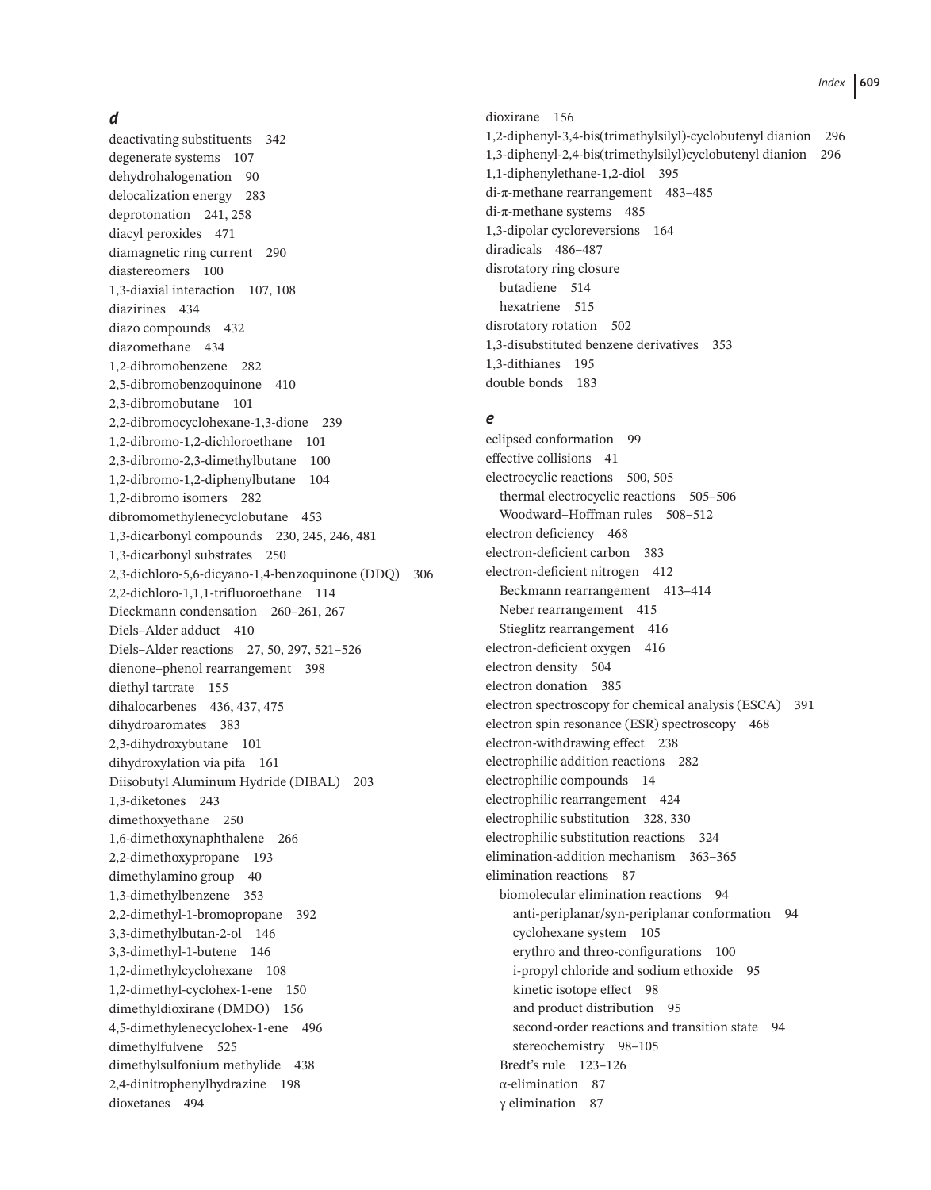## d

deactivating substituents 342
degenerate systems 107
dehydrohalogenation 90
delocalization energy 283
deprotonation 241, 258
diacyl peroxides 471
diamagnetic ring current 290
diastereomers 100
1,3-diaxial interaction 107, 108
diazirines 434
diazo compounds 432
diazomethane 434
1,2-dibromobenzene 282
2,5-dibromobenzoquinone 410
2,3-dibromobutane 101
2,2-dibromocyclohexane-1,3-dione 239
1,2-dibromo-1,2-dichloroethane 101
2,3-dibromo-2,3-dimethylbutane 100
1,2-dibromo-1,2-diphenylbutane 104
1,2-dibromo isomers 282
dibromomethylenecyclobutane 453
1,3-dicarbonyl compounds 230, 245, 246, 481
1,3-dicarbonyl substrates 250
2,3-dichloro-5,6-dicyano-1,4-benzoquinone (DDQ) 306
2,2-dichloro-1,1,1-trifluoroethane 114
Dieckmann condensation 260–261, 267
Diels–Alder adduct 410
Diels–Alder reactions 27, 50, 297, 521–526
dienone–phenol rearrangement 398
diethyl tartrate 155
dihalocarbenes 436, 437, 475
dihydroaromates 383
2,3-dihydroxybutane 101
dihydroxylation via pifa 161
Diisobutyl Aluminum Hydride (DIBAL) 203
1,3-diketones 243
dimethoxyethane 250
1,6-dimethoxynaphthalene 266
2,2-dimethoxypropane 193
dimethylamino group 40
1,3-dimethylbenzene 353
2,2-dimethyl-1-bromopropane 392
3,3-dimethylbutan-2-ol 146
3,3-dimethyl-1-butene 146
1,2-dimethylcyclohexane 108
1,2-dimethyl-cyclohex-1-ene 150
dimethyldioxirane (DMDO) 156
4,5-dimethylenecyclohex-1-ene 496
dimethylfulvene 525
dimethylsulfonium methylide 438
2,4-dinitrophenylhydrazine 198
dioxetanes 494
dioxirane 156
1,2-diphenyl-3,4-bis(trimethylsilyl)-cyclobutenyl dianion 296
1,3-diphenyl-2,4-bis(trimethylsilyl)cyclobutenyl dianion 296
1,1-diphenylethane-1,2-diol 395
di-π-methane rearrangement 483–485
di-π-methane systems 485
1,3-dipolar cycloreversions 164
diradicals 486–487
disrotatory ring closure
  butadiene 514
  hexatriene 515
disrotatory rotation 502
1,3-disubstituted benzene derivatives 353
1,3-dithianes 195
double bonds 183

## e

eclipsed conformation 99
effective collisions 41
electrocyclic reactions 500, 505
  thermal electrocyclic reactions 505–506
  Woodward–Hoffman rules 508–512
electron deficiency 468
electron-deficient carbon 383
electron-deficient nitrogen 412
  Beckmann rearrangement 413–414
  Neber rearrangement 415
  Stieglitz rearrangement 416
electron-deficient oxygen 416
electron density 504
electron donation 385
electron spectroscopy for chemical analysis (ESCA) 391
electron spin resonance (ESR) spectroscopy 468
electron-withdrawing effect 238
electrophilic addition reactions 282
electrophilic compounds 14
electrophilic rearrangement 424
electrophilic substitution 328, 330
electrophilic substitution reactions 324
elimination-addition mechanism 363–365
elimination reactions 87
  biomolecular elimination reactions 94
    anti-periplanar/syn-periplanar conformation 94
    cyclohexane system 105
    erythro and threo-configurations 100
    i-propyl chloride and sodium ethoxide 95
    kinetic isotope effect 98
    and product distribution 95
    second-order reactions and transition state 94
    stereochemistry 98–105
  Bredt's rule 123–126
  α-elimination 87
  γ elimination 87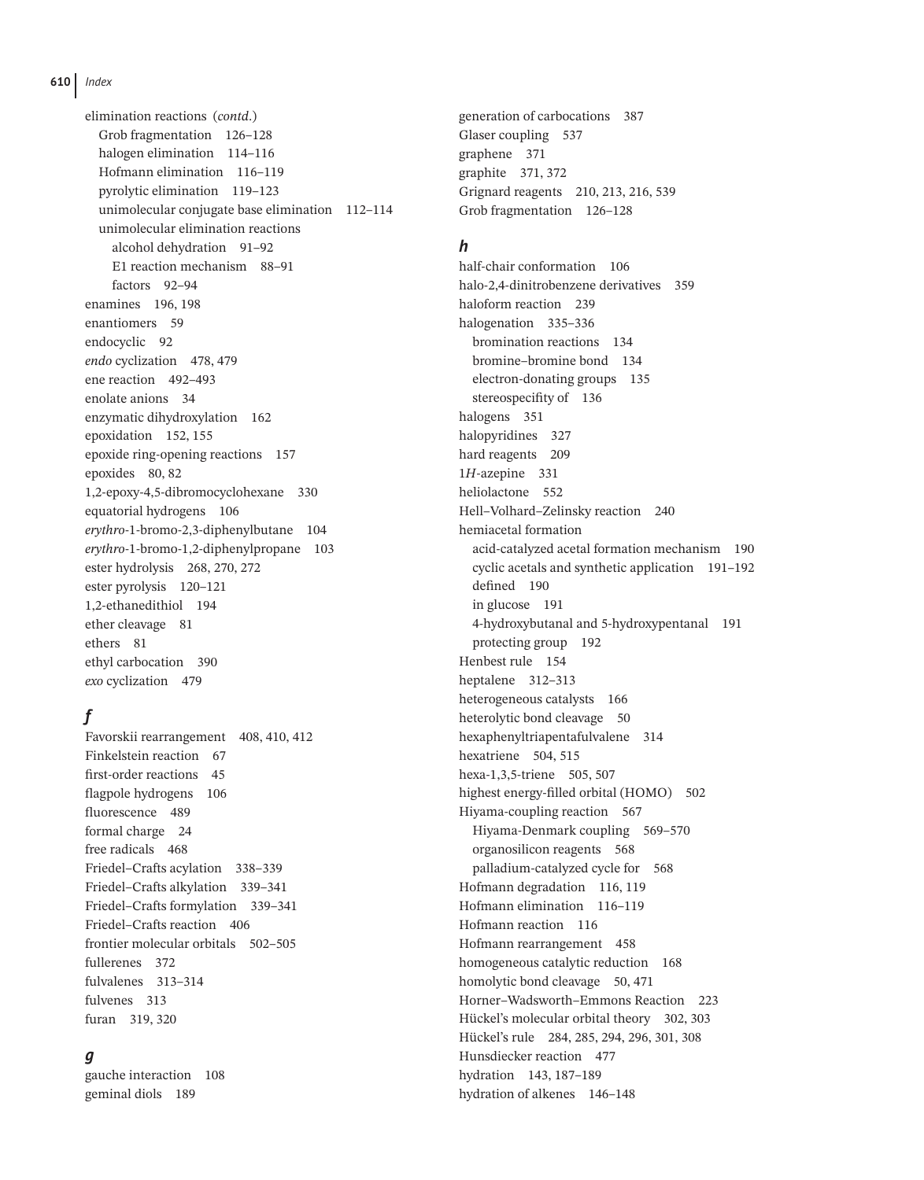elimination reactions (*contd.*)
  Grob fragmentation 126–128
  halogen elimination 114–116
  Hofmann elimination 116–119
  pyrolytic elimination 119–123
  unimolecular conjugate base elimination 112–114
  unimolecular elimination reactions
    alcohol dehydration 91–92
    E1 reaction mechanism 88–91
    factors 92–94
enamines 196, 198
enantiomers 59
endocyclic 92
*endo* cyclization 478, 479
ene reaction 492–493
enolate anions 34
enzymatic dihydroxylation 162
epoxidation 152, 155
epoxide ring-opening reactions 157
epoxides 80, 82
1,2-epoxy-4,5-dibromocyclohexane 330
equatorial hydrogens 106
*erythro*-1-bromo-2,3-diphenylbutane 104
*erythro*-1-bromo-1,2-diphenylpropane 103
ester hydrolysis 268, 270, 272
ester pyrolysis 120–121
1,2-ethanedithiol 194
ether cleavage 81
ethers 81
ethyl carbocation 390
*exo* cyclization 479

## f

Favorskii rearrangement 408, 410, 412
Finkelstein reaction 67
first-order reactions 45
flagpole hydrogens 106
fluorescence 489
formal charge 24
free radicals 468
Friedel–Crafts acylation 338–339
Friedel–Crafts alkylation 339–341
Friedel–Crafts formylation 339–341
Friedel–Crafts reaction 406
frontier molecular orbitals 502–505
fullerenes 372
fulvalenes 313–314
fulvenes 313
furan 319, 320

## g

gauche interaction 108
geminal diols 189
generation of carbocations 387
Glaser coupling 537
graphene 371
graphite 371, 372
Grignard reagents 210, 213, 216, 539
Grob fragmentation 126–128

## h

half-chair conformation 106
halo-2,4-dinitrobenzene derivatives 359
haloform reaction 239
halogenation 335–336
  bromination reactions 134
  bromine–bromine bond 134
  electron-donating groups 135
  stereospecifity of 136
halogens 351
halopyridines 327
hard reagents 209
1*H*-azepine 331
heliolactone 552
Hell–Volhard–Zelinsky reaction 240
hemiacetal formation
  acid-catalyzed acetal formation mechanism 190
  cyclic acetals and synthetic application 191–192
  defined 190
  in glucose 191
  4-hydroxybutanal and 5-hydroxypentanal 191
  protecting group 192
Henbest rule 154
heptalene 312–313
heterogeneous catalysts 166
heterolytic bond cleavage 50
hexaphenyltriapentafulvalene 314
hexatriene 504, 515
hexa-1,3,5-triene 505, 507
highest energy-filled orbital (HOMO) 502
Hiyama-coupling reaction 567
  Hiyama-Denmark coupling 569–570
  organosilicon reagents 568
  palladium-catalyzed cycle for 568
Hofmann degradation 116, 119
Hofmann elimination 116–119
Hofmann reaction 116
Hofmann rearrangement 458
homogeneous catalytic reduction 168
homolytic bond cleavage 50, 471
Horner–Wadsworth–Emmons Reaction 223
Hückel's molecular orbital theory 302, 303
Hückel's rule 284, 285, 294, 296, 301, 308
Hunsdiecker reaction 477
hydration 143, 187–189
hydration of alkenes 146–148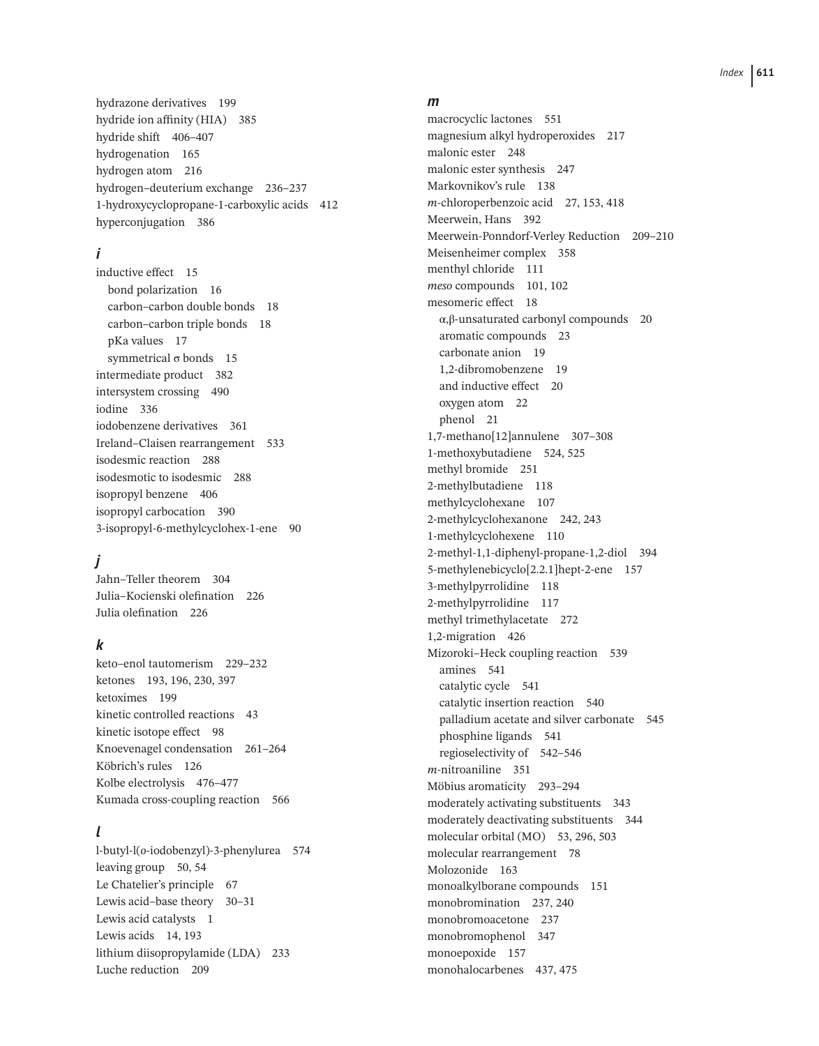hydrazone derivatives 199
hydride ion affinity (HIA) 385
hydride shift 406–407
hydrogenation 165
hydrogen atom 216
hydrogen–deuterium exchange 236–237
1-hydroxycyclopropane-1-carboxylic acids 412
hyperconjugation 386

### *i*

inductive effect 15
  bond polarization 16
  carbon–carbon double bonds 18
  carbon–carbon triple bonds 18
  pKa values 17
  symmetrical σ bonds 15
intermediate product 382
intersystem crossing 490
iodine 336
iodobenzene derivatives 361
Ireland–Claisen rearrangement 533
isodesmic reaction 288
isodesmotic to isodesmic 288
isopropyl benzene 406
isopropyl carbocation 390
3-isopropyl-6-methylcyclohex-1-ene 90

### *j*

Jahn–Teller theorem 304
Julia–Kocienski olefination 226
Julia olefination 226

### *k*

keto–enol tautomerism 229–232
ketones 193, 196, 230, 397
ketoximes 199
kinetic controlled reactions 43
kinetic isotope effect 98
Knoevenagel condensation 261–264
Köbrich's rules 126
Kolbe electrolysis 476–477
Kumada cross-coupling reaction 566

### *l*

l-butyl-l(*o*-iodobenzyl)-3-phenylurea 574
leaving group 50, 54
Le Chatelier's principle 67
Lewis acid–base theory 30–31
Lewis acid catalysts 1
Lewis acids 14, 193
lithium diisopropylamide (LDA) 233
Luche reduction 209

### *m*

macrocyclic lactones 551
magnesium alkyl hydroperoxides 217
malonic ester 248
malonic ester synthesis 247
Markovnikov's rule 138
*m*-chloroperbenzoic acid 27, 153, 418
Meerwein, Hans 392
Meerwein-Ponndorf-Verley Reduction 209–210
Meisenheimer complex 358
menthyl chloride 111
*meso* compounds 101, 102
mesomeric effect 18
  α,β-unsaturated carbonyl compounds 20
  aromatic compounds 23
  carbonate anion 19
  1,2-dibromobenzene 19
  and inductive effect 20
  oxygen atom 22
  phenol 21
1,7-methano[12]annulene 307–308
1-methoxybutadiene 524, 525
methyl bromide 251
2-methylbutadiene 118
methylcyclohexane 107
2-methylcyclohexanone 242, 243
1-methylcyclohexene 110
2-methyl-1,1-diphenyl-propane-1,2-diol 394
5-methylenebicyclo[2.2.1]hept-2-ene 157
3-methylpyrrolidine 118
2-methylpyrrolidine 117
methyl trimethylacetate 272
1,2-migration 426
Mizoroki–Heck coupling reaction 539
  amines 541
  catalytic cycle 541
  catalytic insertion reaction 540
  palladium acetate and silver carbonate 545
  phosphine ligands 541
  regioselectivity of 542–546
*m*-nitroaniline 351
Möbius aromaticity 293–294
moderately activating substituents 343
moderately deactivating substituents 344
molecular orbital (MO) 53, 296, 503
molecular rearrangement 78
Molozonide 163
monoalkylborane compounds 151
monobromination 237, 240
monobromoacetone 237
monobromophenol 347
monoepoxide 157
monohalocarbenes 437, 475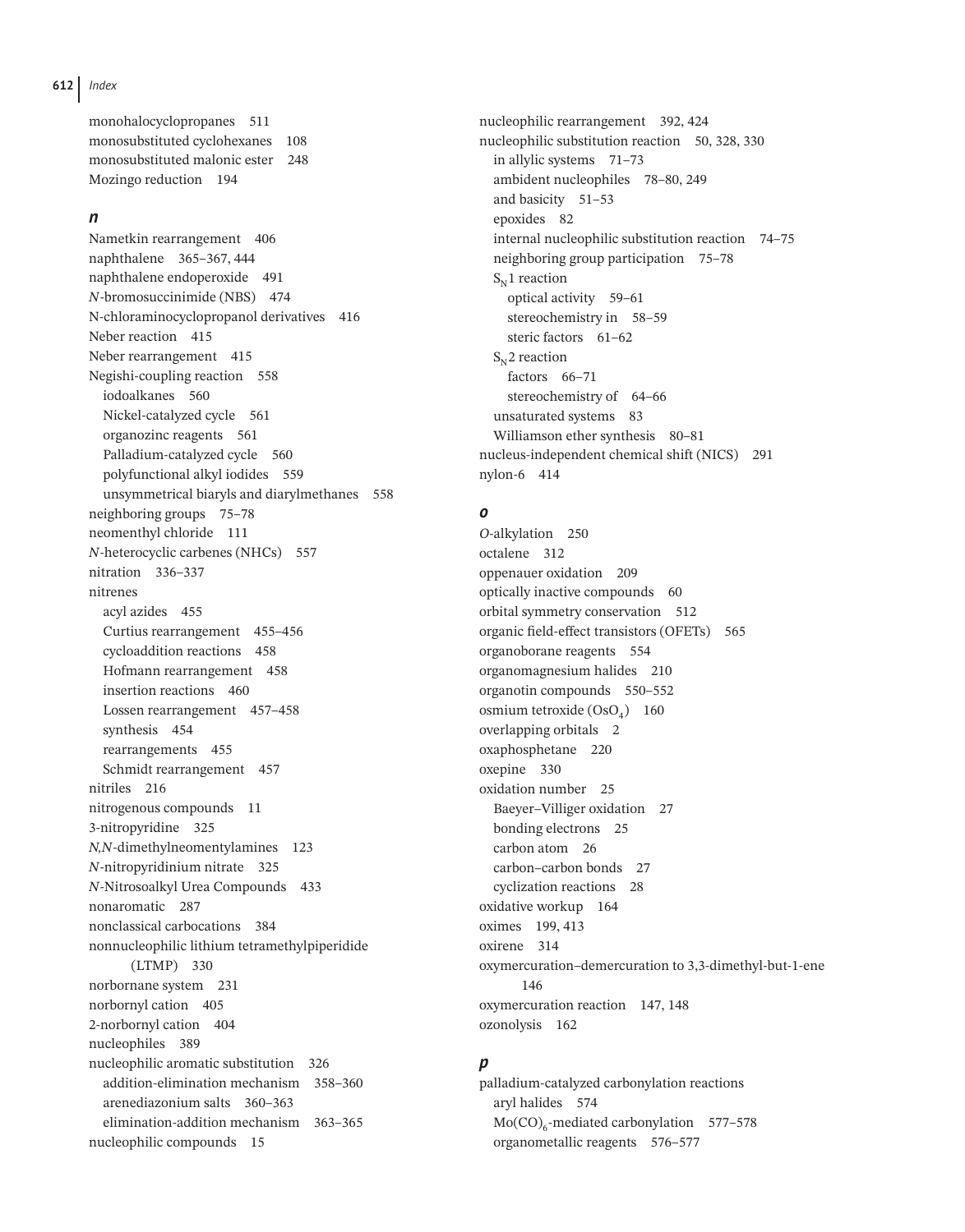monohalocyclopropanes 511
monosubstituted cyclohexanes 108
monosubstituted malonic ester 248
Mozingo reduction 194

### *n*

Nametkin rearrangement 406
naphthalene 365–367, 444
naphthalene endoperoxide 491
*N*-bromosuccinimide (NBS) 474
N-chloraminocyclopropanol derivatives 416
Neber reaction 415
Neber rearrangement 415
Negishi-coupling reaction 558
  iodoalkanes 560
  Nickel-catalyzed cycle 561
  organozinc reagents 561
  Palladium-catalyzed cycle 560
  polyfunctional alkyl iodides 559
  unsymmetrical biaryls and diarylmethanes 558
neighboring groups 75–78
neomenthyl chloride 111
*N*-heterocyclic carbenes (NHCs) 557
nitration 336–337
nitrenes
  acyl azides 455
  Curtius rearrangement 455–456
  cycloaddition reactions 458
  Hofmann rearrangement 458
  insertion reactions 460
  Lossen rearrangement 457–458
  synthesis 454
  rearrangements 455
  Schmidt rearrangement 457
nitriles 216
nitrogenous compounds 11
3-nitropyridine 325
*N,N*-dimethylneomentylamines 123
*N*-nitropyridinium nitrate 325
*N*-Nitrosoalkyl Urea Compounds 433
nonaromatic 287
nonclassical carbocations 384
nonnucleophilic lithium tetramethylpiperidide (LTMP) 330
norbornane system 231
norbornyl cation 405
2-norbornyl cation 404
nucleophiles 389
nucleophilic aromatic substitution 326
  addition-elimination mechanism 358–360
  arenediazonium salts 360–363
  elimination-addition mechanism 363–365
nucleophilic compounds 15
nucleophilic rearrangement 392, 424
nucleophilic substitution reaction 50, 328, 330
  in allylic systems 71–73
  ambident nucleophiles 78–80, 249
  and basicity 51–53
  epoxides 82
  internal nucleophilic substitution reaction 74–75
  neighboring group participation 75–78
  $S_N1$ reaction
    optical activity 59–61
    stereochemistry in 58–59
    steric factors 61–62
  $S_N2$ reaction
    factors 66–71
    stereochemistry of 64–66
  unsaturated systems 83
  Williamson ether synthesis 80–81
nucleus-independent chemical shift (NICS) 291
nylon-6 414

### *o*

*O*-alkylation 250
octalene 312
oppenauer oxidation 209
optically inactive compounds 60
orbital symmetry conservation 512
organic field-effect transistors (OFETs) 565
organoborane reagents 554
organomagnesium halides 210
organotin compounds 550–552
osmium tetroxide ($OsO_4$) 160
overlapping orbitals 2
oxaphosphetane 220
oxepine 330
oxidation number 25
  Baeyer–Villiger oxidation 27
  bonding electrons 25
  carbon atom 26
  carbon–carbon bonds 27
  cyclization reactions 28
oxidative workup 164
oximes 199, 413
oxirene 314
oxymercuration–demercuration to 3,3-dimethyl-but-1-ene 146
oxymercuration reaction 147, 148
ozonolysis 162

### *p*

palladium-catalyzed carbonylation reactions
  aryl halides 574
  $Mo(CO)_6$-mediated carbonylation 577–578
  organometallic reagents 576–577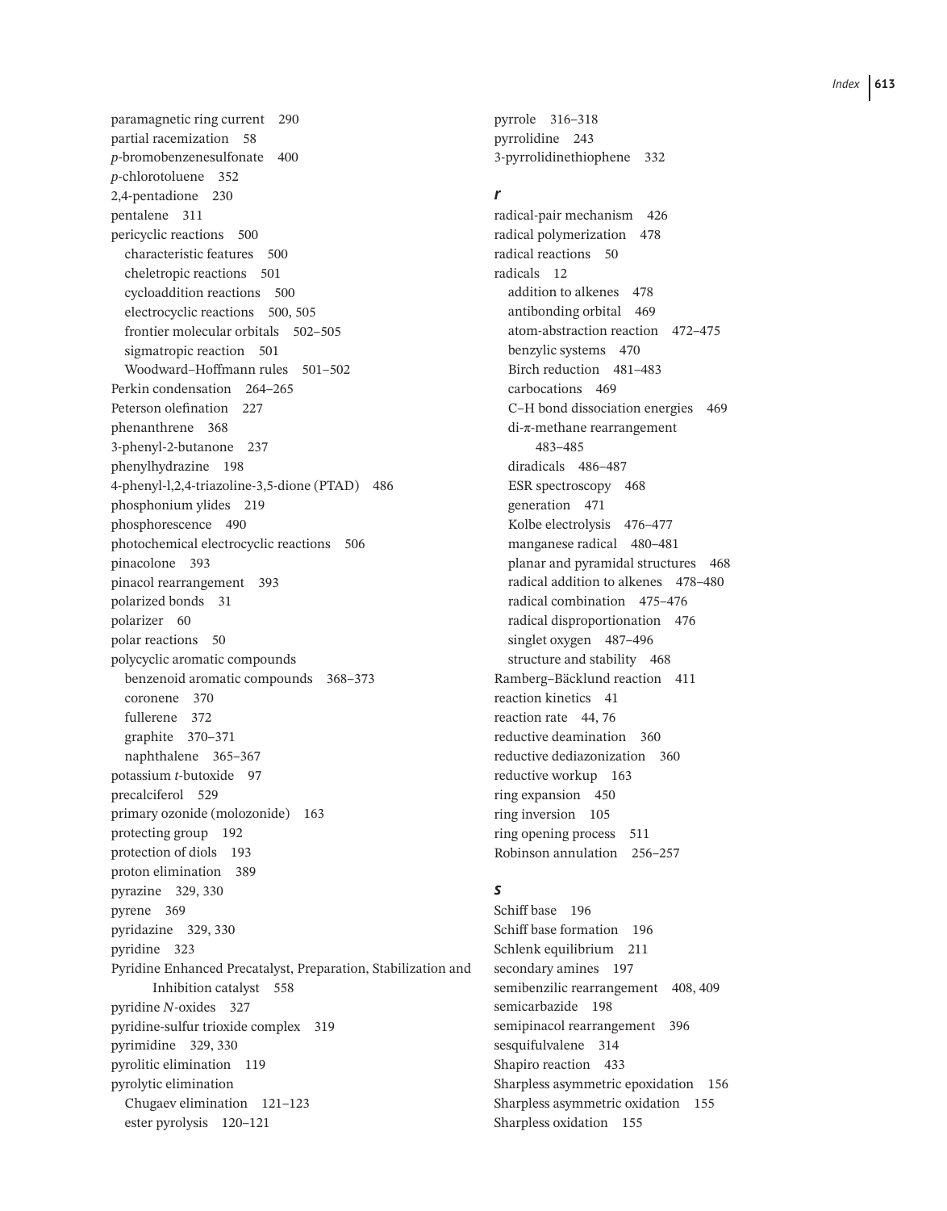paramagnetic ring current 290
partial racemization 58
*p*-bromobenzenesulfonate 400
*p*-chlorotoluene 352
2,4-pentadione 230
pentalene 311
pericyclic reactions 500
  characteristic features 500
  cheletropic reactions 501
  cycloaddition reactions 500
  electrocyclic reactions 500, 505
  frontier molecular orbitals 502–505
  sigmatropic reaction 501
  Woodward–Hoffmann rules 501–502
Perkin condensation 264–265
Peterson olefination 227
phenanthrene 368
3-phenyl-2-butanone 237
phenylhydrazine 198
4-phenyl-l,2,4-triazoline-3,5-dione (PTAD) 486
phosphonium ylides 219
phosphorescence 490
photochemical electrocyclic reactions 506
pinacolone 393
pinacol rearrangement 393
polarized bonds 31
polarizer 60
polar reactions 50
polycyclic aromatic compounds
  benzenoid aromatic compounds 368–373
  coronene 370
  fullerene 372
  graphite 370–371
  naphthalene 365–367
potassium *t*-butoxide 97
precalciferol 529
primary ozonide (molozonide) 163
protecting group 192
protection of diols 193
proton elimination 389
pyrazine 329, 330
pyrene 369
pyridazine 329, 330
pyridine 323
Pyridine Enhanced Precatalyst, Preparation, Stabilization and Inhibition catalyst 558
pyridine *N*-oxides 327
pyridine-sulfur trioxide complex 319
pyrimidine 329, 330
pyrolitic elimination 119
pyrolytic elimination
  Chugaev elimination 121–123
  ester pyrolysis 120–121
pyrrole 316–318
pyrrolidine 243
3-pyrrolidinethiophene 332

***r***

radical-pair mechanism 426
radical polymerization 478
radical reactions 50
radicals 12
  addition to alkenes 478
  antibonding orbital 469
  atom-abstraction reaction 472–475
  benzylic systems 470
  Birch reduction 481–483
  carbocations 469
  C–H bond dissociation energies 469
  di-π-methane rearrangement 483–485
  diradicals 486–487
  ESR spectroscopy 468
  generation 471
  Kolbe electrolysis 476–477
  manganese radical 480–481
  planar and pyramidal structures 468
  radical addition to alkenes 478–480
  radical combination 475–476
  radical disproportionation 476
  singlet oxygen 487–496
  structure and stability 468
Ramberg–Bäcklund reaction 411
reaction kinetics 41
reaction rate 44, 76
reductive deamination 360
reductive dediazonization 360
reductive workup 163
ring expansion 450
ring inversion 105
ring opening process 511
Robinson annulation 256–257

***s***

Schiff base 196
Schiff base formation 196
Schlenk equilibrium 211
secondary amines 197
semibenzilic rearrangement 408, 409
semicarbazide 198
semipinacol rearrangement 396
sesquifulvalene 314
Shapiro reaction 433
Sharpless asymmetric epoxidation 156
Sharpless asymmetric oxidation 155
Sharpless oxidation 155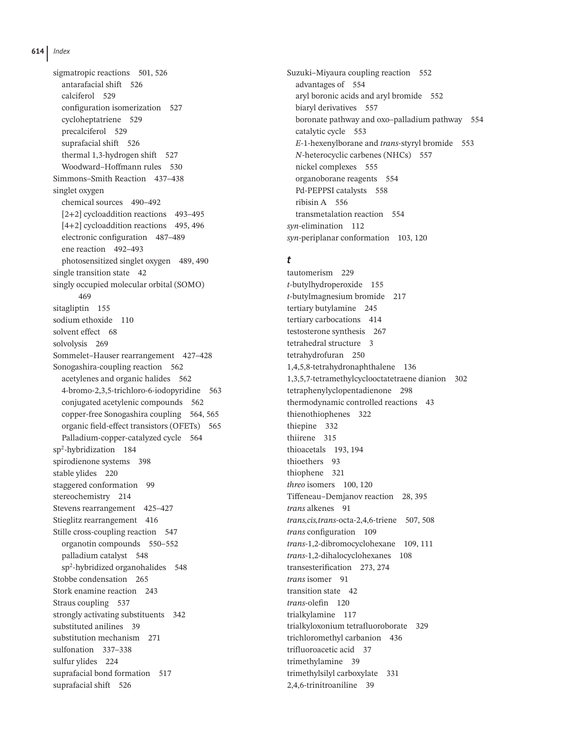sigmatropic reactions 501, 526
  antarafacial shift 526
  calciferol 529
  configuration isomerization 527
  cycloheptatriene 529
  precalciferol 529
  suprafacial shift 526
  thermal 1,3-hydrogen shift 527
  Woodward–Hoffmann rules 530
Simmons–Smith Reaction 437–438
singlet oxygen
  chemical sources 490–492
  [2+2] cycloaddition reactions 493–495
  [4+2] cycloaddition reactions 495, 496
  electronic configuration 487–489
  ene reaction 492–493
  photosensitized singlet oxygen 489, 490
single transition state 42
singly occupied molecular orbital (SOMO) 469
sitagliptin 155
sodium ethoxide 110
solvent effect 68
solvolysis 269
Sommelet–Hauser rearrangement 427–428
Sonogashira-coupling reaction 562
  acetylenes and organic halides 562
  4-bromo-2,3,5-trichloro-6-iodopyridine 563
  conjugated acetylenic compounds 562
  copper-free Sonogashira coupling 564, 565
  organic field-effect transistors (OFETs) 565
  Palladium-copper-catalyzed cycle 564
$sp^2$-hybridization 184
spirodienone systems 398
stable ylides 220
staggered conformation 99
stereochemistry 214
Stevens rearrangement 425–427
Stieglitz rearrangement 416
Stille cross-coupling reaction 547
  organotin compounds 550–552
  palladium catalyst 548
  $sp^2$-hybridized organohalides 548
Stobbe condensation 265
Stork enamine reaction 243
Straus coupling 537
strongly activating substituents 342
substituted anilines 39
substitution mechanism 271
sulfonation 337–338
sulfur ylides 224
suprafacial bond formation 517
suprafacial shift 526
Suzuki–Miyaura coupling reaction 552
  advantages of 554
  aryl boronic acids and aryl bromide 552
  biaryl derivatives 557
  boronate pathway and oxo–palladium pathway 554
  catalytic cycle 553
  *E*-1-hexenylborane and *trans*-styryl bromide 553
  *N*-heterocyclic carbenes (NHCs) 557
  nickel complexes 555
  organoborane reagents 554
  Pd-PEPPSI catalysts 558
  ribisin A 556
  transmetalation reaction 554
*syn*-elimination 112
*syn*-periplanar conformation 103, 120

### *t*

tautomerism 229
*t*-butylhydroperoxide 155
*t*-butylmagnesium bromide 217
tertiary butylamine 245
tertiary carbocations 414
testosterone synthesis 267
tetrahedral structure 3
tetrahydrofuran 250
1,4,5,8-tetrahydronaphthalene 136
1,3,5,7-tetramethylcyclooctatetraene dianion 302
tetraphenylyclopentadienone 298
thermodynamic controlled reactions 43
thienothiophenes 322
thiepine 332
thiirene 315
thioacetals 193, 194
thioethers 93
thiophene 321
*threo* isomers 100, 120
Tiffeneau–Demjanov reaction 28, 395
*trans* alkenes 91
*trans,cis,trans*-octa-2,4,6-triene 507, 508
*trans* configuration 109
*trans*-1,2-dibromocyclohexane 109, 111
*trans*-1,2-dihalocyclohexanes 108
transesterification 273, 274
*trans* isomer 91
transition state 42
*trans*-olefin 120
trialkylamine 117
trialkyloxonium tetrafluoroborate 329
trichloromethyl carbanion 436
trifluoroacetic acid 37
trimethylamine 39
trimethylsilyl carboxylate 331
2,4,6-trinitroaniline 39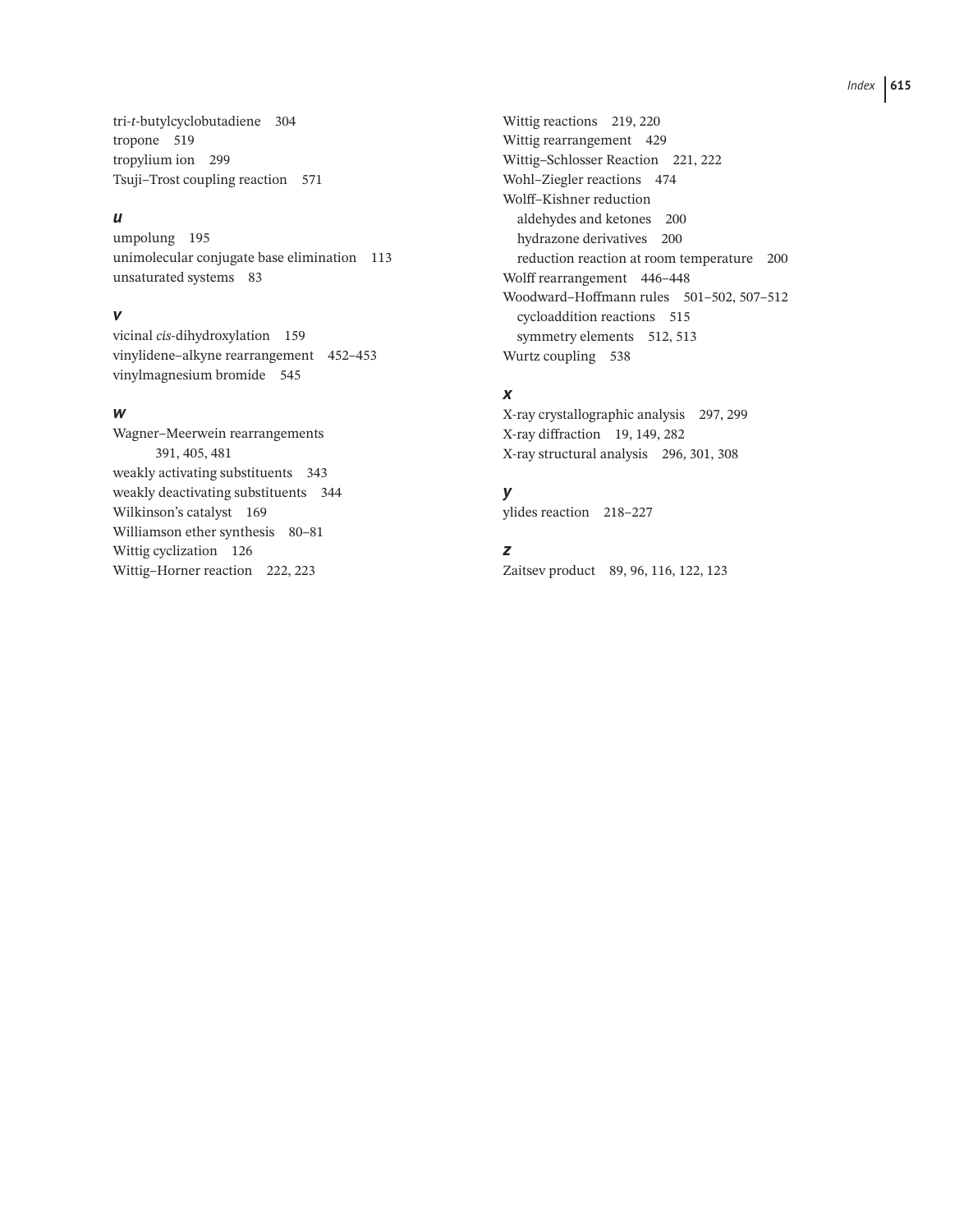tri-*t*-butylcyclobutadiene 304
tropone 519
tropylium ion 299
Tsuji–Trost coupling reaction 571

### *u*

umpolung 195
unimolecular conjugate base elimination 113
unsaturated systems 83

### *v*

vicinal *cis*-dihydroxylation 159
vinylidene–alkyne rearrangement 452–453
vinylmagnesium bromide 545

### *w*

Wagner–Meerwein rearrangements 391, 405, 481
weakly activating substituents 343
weakly deactivating substituents 344
Wilkinson's catalyst 169
Williamson ether synthesis 80–81
Wittig cyclization 126
Wittig–Horner reaction 222, 223
Wittig reactions 219, 220
Wittig rearrangement 429
Wittig–Schlosser Reaction 221, 222
Wohl–Ziegler reactions 474
Wolff–Kishner reduction
- aldehydes and ketones 200
- hydrazone derivatives 200
- reduction reaction at room temperature 200

Wolff rearrangement 446–448
Woodward–Hoffmann rules 501–502, 507–512
- cycloaddition reactions 515
- symmetry elements 512, 513

Wurtz coupling 538

### *x*

X-ray crystallographic analysis 297, 299
X-ray diffraction 19, 149, 282
X-ray structural analysis 296, 301, 308

### *y*

ylides reaction 218–227

### *z*

Zaitsev product 89, 96, 116, 122, 123